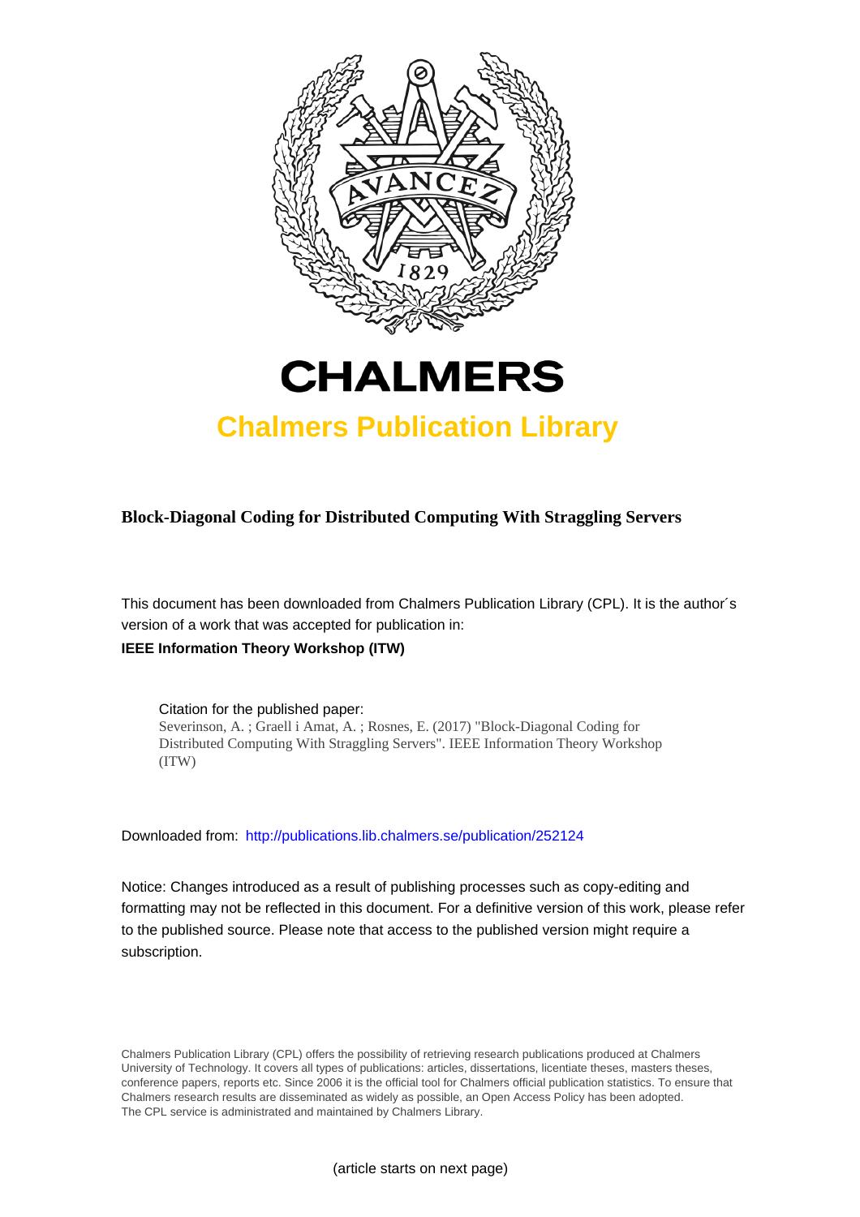# CHALMERS

## Chalmers Publication Library

**Block-Diagonal Coding for Distributed Computing With Straggling Servers**

This document has been downloaded from Chalmers Publication Library (CPL). It is the author´s version of a work that was accepted for publication in:

**IEEE Information Theory Workshop (ITW)**

Citation for the published paper:
Severinson, A. ; Graell i Amat, A. ; Rosnes, E. (2017) "Block-Diagonal Coding for Distributed Computing With Straggling Servers". IEEE Information Theory Workshop (ITW)

Downloaded from: http://publications.lib.chalmers.se/publication/252124

Notice: Changes introduced as a result of publishing processes such as copy-editing and formatting may not be reflected in this document. For a definitive version of this work, please refer to the published source. Please note that access to the published version might require a subscription.

Chalmers Publication Library (CPL) offers the possibility of retrieving research publications produced at Chalmers University of Technology. It covers all types of publications: articles, dissertations, licentiate theses, masters theses, conference papers, reports etc. Since 2006 it is the official tool for Chalmers official publication statistics. To ensure that Chalmers research results are disseminated as widely as possible, an Open Access Policy has been adopted. The CPL service is administrated and maintained by Chalmers Library.

(article starts on next page)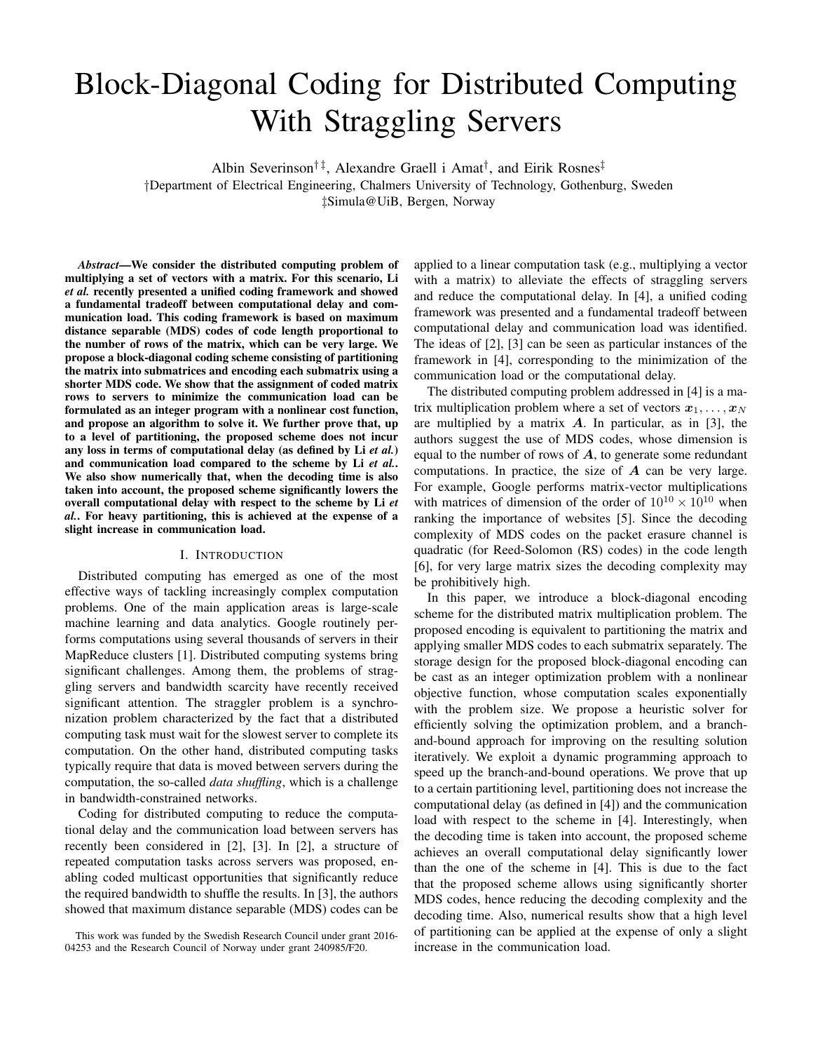# Block-Diagonal Coding for Distributed Computing With Straggling Servers

Albin Severinson[†‡], Alexandre Graell i Amat[†], and Eirik Rosnes[‡]

†Department of Electrical Engineering, Chalmers University of Technology, Gothenburg, Sweden

‡Simula@UiB, Bergen, Norway

***Abstract*—We consider the distributed computing problem of multiplying a set of vectors with a matrix. For this scenario, Li *et al.* recently presented a unified coding framework and showed a fundamental tradeoff between computational delay and communication load. This coding framework is based on maximum distance separable (MDS) codes of code length proportional to the number of rows of the matrix, which can be very large. We propose a block-diagonal coding scheme consisting of partitioning the matrix into submatrices and encoding each submatrix using a shorter MDS code. We show that the assignment of coded matrix rows to servers to minimize the communication load can be formulated as an integer program with a nonlinear cost function, and propose an algorithm to solve it. We further prove that, up to a level of partitioning, the proposed scheme does not incur any loss in terms of computational delay (as defined by Li *et al.*) and communication load compared to the scheme by Li *et al.*. We also show numerically that, when the decoding time is also taken into account, the proposed scheme significantly lowers the overall computational delay with respect to the scheme by Li *et al.*. For heavy partitioning, this is achieved at the expense of a slight increase in communication load.**

## I. Introduction

Distributed computing has emerged as one of the most effective ways of tackling increasingly complex computation problems. One of the main application areas is large-scale machine learning and data analytics. Google routinely performs computations using several thousands of servers in their MapReduce clusters [1]. Distributed computing systems bring significant challenges. Among them, the problems of straggling servers and bandwidth scarcity have recently received significant attention. The straggler problem is a synchronization problem characterized by the fact that a distributed computing task must wait for the slowest server to complete its computation. On the other hand, distributed computing tasks typically require that data is moved between servers during the computation, the so-called *data shuffling*, which is a challenge in bandwidth-constrained networks.

Coding for distributed computing to reduce the computational delay and the communication load between servers has recently been considered in [2], [3]. In [2], a structure of repeated computation tasks across servers was proposed, enabling coded multicast opportunities that significantly reduce the required bandwidth to shuffle the results. In [3], the authors showed that maximum distance separable (MDS) codes can be applied to a linear computation task (e.g., multiplying a vector with a matrix) to alleviate the effects of straggling servers and reduce the computational delay. In [4], a unified coding framework was presented and a fundamental tradeoff between computational delay and communication load was identified. The ideas of [2], [3] can be seen as particular instances of the framework in [4], corresponding to the minimization of the communication load or the computational delay.

The distributed computing problem addressed in [4] is a matrix multiplication problem where a set of vectors $\boldsymbol{x}_1, \ldots, \boldsymbol{x}_N$ are multiplied by a matrix $\boldsymbol{A}$. In particular, as in [3], the authors suggest the use of MDS codes, whose dimension is equal to the number of rows of $\boldsymbol{A}$, to generate some redundant computations. In practice, the size of $\boldsymbol{A}$ can be very large. For example, Google performs matrix-vector multiplications with matrices of dimension of the order of $10^{10} \times 10^{10}$ when ranking the importance of websites [5]. Since the decoding complexity of MDS codes on the packet erasure channel is quadratic (for Reed-Solomon (RS) codes) in the code length [6], for very large matrix sizes the decoding complexity may be prohibitively high.

In this paper, we introduce a block-diagonal encoding scheme for the distributed matrix multiplication problem. The proposed encoding is equivalent to partitioning the matrix and applying smaller MDS codes to each submatrix separately. The storage design for the proposed block-diagonal encoding can be cast as an integer optimization problem with a nonlinear objective function, whose computation scales exponentially with the problem size. We propose a heuristic solver for efficiently solving the optimization problem, and a branch-and-bound approach for improving on the resulting solution iteratively. We exploit a dynamic programming approach to speed up the branch-and-bound operations. We prove that up to a certain partitioning level, partitioning does not increase the computational delay (as defined in [4]) and the communication load with respect to the scheme in [4]. Interestingly, when the decoding time is taken into account, the proposed scheme achieves an overall computational delay significantly lower than the one of the scheme in [4]. This is due to the fact that the proposed scheme allows using significantly shorter MDS codes, hence reducing the decoding complexity and the decoding time. Also, numerical results show that a high level of partitioning can be applied at the expense of only a slight increase in the communication load.

This work was funded by the Swedish Research Council under grant 2016-04253 and the Research Council of Norway under grant 240985/F20.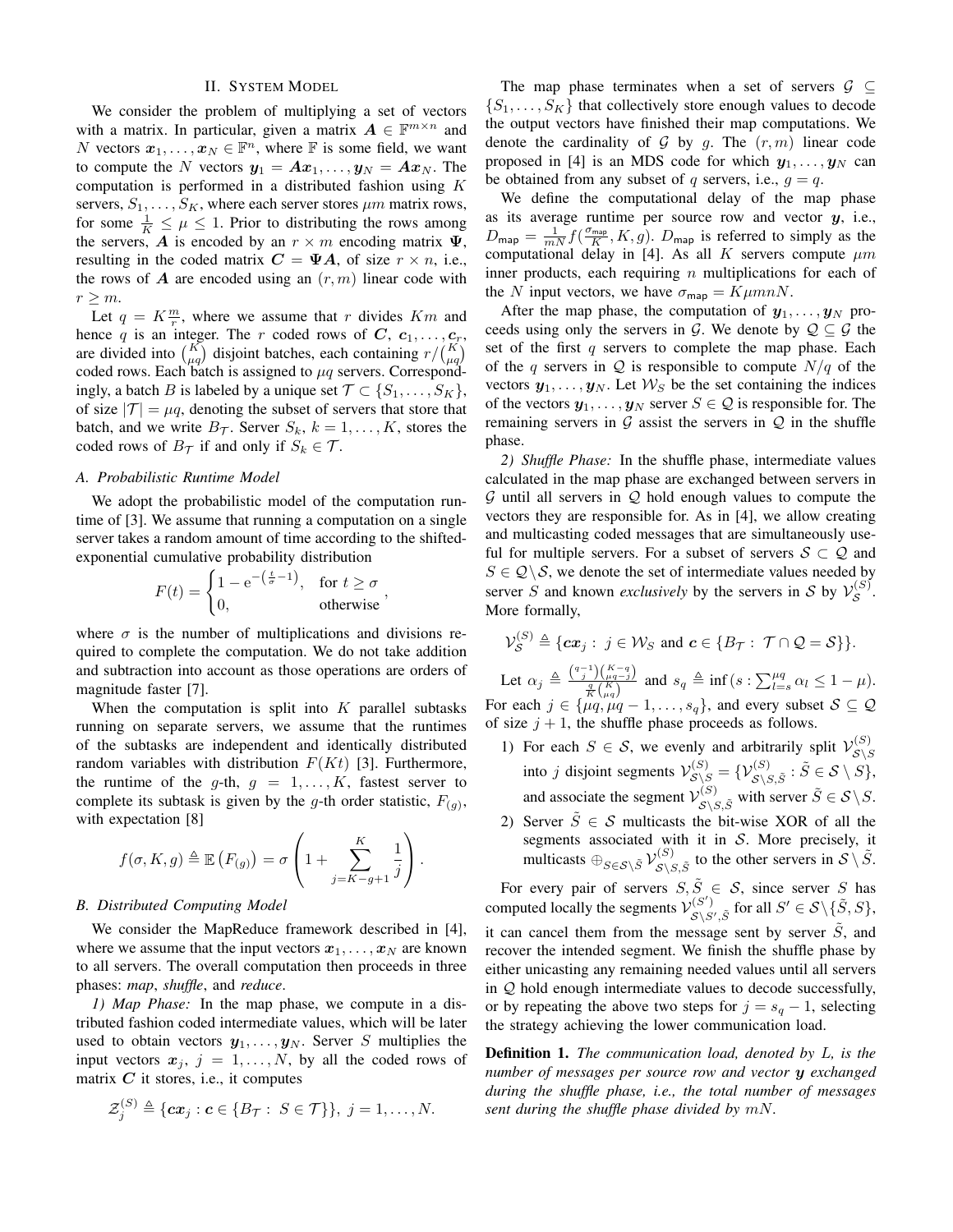## II. System Model

We consider the problem of multiplying a set of vectors with a matrix. In particular, given a matrix $\boldsymbol{A} \in \mathbb{F}^{m \times n}$ and $N$ vectors $\boldsymbol{x}_1, \ldots, \boldsymbol{x}_N \in \mathbb{F}^n$, where $\mathbb{F}$ is some field, we want to compute the $N$ vectors $\boldsymbol{y}_1 = \boldsymbol{A}\boldsymbol{x}_1, \ldots, \boldsymbol{y}_N = \boldsymbol{A}\boldsymbol{x}_N$. The computation is performed in a distributed fashion using $K$ servers, $S_1, \ldots, S_K$, where each server stores $\mu m$ matrix rows, for some $\frac{1}{K} \leq \mu \leq 1$. Prior to distributing the rows among the servers, $\boldsymbol{A}$ is encoded by an $r \times m$ encoding matrix $\boldsymbol{\Psi}$, resulting in the coded matrix $\boldsymbol{C} = \boldsymbol{\Psi}\boldsymbol{A}$, of size $r \times n$, i.e., the rows of $\boldsymbol{A}$ are encoded using an $(r, m)$ linear code with $r \geq m$.

Let $q = K\frac{m}{r}$, where we assume that $r$ divides $Km$ and hence $q$ is an integer. The $r$ coded rows of $\boldsymbol{C}$, $\boldsymbol{c}_1, \ldots, \boldsymbol{c}_r$, are divided into $\binom{K}{\mu q}$ disjoint batches, each containing $r/\binom{K}{\mu q}$ coded rows. Each batch is assigned to $\mu q$ servers. Correspondingly, a batch $B$ is labeled by a unique set $\mathcal{T} \subset \{S_1, \ldots, S_K\}$, of size $|\mathcal{T}| = \mu q$, denoting the subset of servers that store that batch, and we write $B_{\mathcal{T}}$. Server $S_k$, $k = 1, \ldots, K$, stores the coded rows of $B_{\mathcal{T}}$ if and only if $S_k \in \mathcal{T}$.

### A. Probabilistic Runtime Model

We adopt the probabilistic model of the computation runtime of [3]. We assume that running a computation on a single server takes a random amount of time according to the shifted-exponential cumulative probability distribution

$$F(t) = \begin{cases} 1 - \mathrm{e}^{-\left(\frac{t}{\sigma} - 1\right)}, & \text{for } t \geq \sigma \\ 0, & \text{otherwise} \end{cases},$$

where $\sigma$ is the number of multiplications and divisions required to complete the computation. We do not take addition and subtraction into account as those operations are orders of magnitude faster [7].

When the computation is split into $K$ parallel subtasks running on separate servers, we assume that the runtimes of the subtasks are independent and identically distributed random variables with distribution $F(Kt)$ [3]. Furthermore, the runtime of the $g$-th, $g = 1, \ldots, K$, fastest server to complete its subtask is given by the $g$-th order statistic, $F_{(g)}$, with expectation [8]

$$f(\sigma, K, g) \triangleq \mathbb{E}\left(F_{(g)}\right) = \sigma\left(1 + \sum_{j=K-g+1}^{K} \frac{1}{j}\right).$$

### B. Distributed Computing Model

We consider the MapReduce framework described in [4], where we assume that the input vectors $\boldsymbol{x}_1, \ldots, \boldsymbol{x}_N$ are known to all servers. The overall computation then proceeds in three phases: *map*, *shuffle*, and *reduce*.

*1) Map Phase:* In the map phase, we compute in a distributed fashion coded intermediate values, which will be later used to obtain vectors $\boldsymbol{y}_1, \ldots, \boldsymbol{y}_N$. Server $S$ multiplies the input vectors $\boldsymbol{x}_j$, $j = 1, \ldots, N$, by all the coded rows of matrix $\boldsymbol{C}$ it stores, i.e., it computes

$$\mathcal{Z}_j^{(S)} \triangleq \{\boldsymbol{c}\boldsymbol{x}_j : \boldsymbol{c} \in \{B_{\mathcal{T}} : S \in \mathcal{T}\}\},\ j = 1, \ldots, N.$$

The map phase terminates when a set of servers $\mathcal{G} \subseteq \{S_1, \ldots, S_K\}$ that collectively store enough values to decode the output vectors have finished their map computations. We denote the cardinality of $\mathcal{G}$ by $g$. The $(r, m)$ linear code proposed in [4] is an MDS code for which $\boldsymbol{y}_1, \ldots, \boldsymbol{y}_N$ can be obtained from any subset of $q$ servers, i.e., $g = q$.

We define the computational delay of the map phase as its average runtime per source row and vector $\boldsymbol{y}$, i.e., $D_{\mathsf{map}} = \frac{1}{mN} f(\frac{\sigma_{\mathsf{map}}}{K}, K, g)$. $D_{\mathsf{map}}$ is referred to simply as the computational delay in [4]. As all $K$ servers compute $\mu m$ inner products, each requiring $n$ multiplications for each of the $N$ input vectors, we have $\sigma_{\mathsf{map}} = K\mu mnN$.

After the map phase, the computation of $\boldsymbol{y}_1, \ldots, \boldsymbol{y}_N$ proceeds using only the servers in $\mathcal{G}$. We denote by $\mathcal{Q} \subseteq \mathcal{G}$ the set of the first $q$ servers to complete the map phase. Each of the $q$ servers in $\mathcal{Q}$ is responsible to compute $N/q$ of the vectors $\boldsymbol{y}_1, \ldots, \boldsymbol{y}_N$. Let $\mathcal{W}_S$ be the set containing the indices of the vectors $\boldsymbol{y}_1, \ldots, \boldsymbol{y}_N$ server $S \in \mathcal{Q}$ is responsible for. The remaining servers in $\mathcal{G}$ assist the servers in $\mathcal{Q}$ in the shuffle phase.

*2) Shuffle Phase:* In the shuffle phase, intermediate values calculated in the map phase are exchanged between servers in $\mathcal{G}$ until all servers in $\mathcal{Q}$ hold enough values to compute the vectors they are responsible for. As in [4], we allow creating and multicasting coded messages that are simultaneously useful for multiple servers. For a subset of servers $\mathcal{S} \subset \mathcal{Q}$ and $S \in \mathcal{Q} \setminus \mathcal{S}$, we denote the set of intermediate values needed by server $S$ and known *exclusively* by the servers in $\mathcal{S}$ by $\mathcal{V}_{\mathcal{S}}^{(S)}$. More formally,

$$\mathcal{V}_{\mathcal{S}}^{(S)} \triangleq \{\boldsymbol{c}\boldsymbol{x}_j :\ j \in \mathcal{W}_S \text{ and } \boldsymbol{c} \in \{B_{\mathcal{T}} :\ \mathcal{T} \cap \mathcal{Q} = \mathcal{S}\}\}.$$

Let $\alpha_j \triangleq \frac{\binom{q-1}{j}\binom{K-q}{\mu q - j}}{\frac{q}{K}\binom{K}{\mu q}}$ and $s_q \triangleq \inf(s : \sum_{l=s}^{\mu q} \alpha_l \leq 1 - \mu)$. For each $j \in \{\mu q, \mu q - 1, \ldots, s_q\}$, and every subset $\mathcal{S} \subseteq \mathcal{Q}$ of size $j + 1$, the shuffle phase proceeds as follows.

1) For each $S \in \mathcal{S}$, we evenly and arbitrarily split $\mathcal{V}_{\mathcal{S} \setminus S}^{(S)}$ into $j$ disjoint segments $\mathcal{V}_{\mathcal{S} \setminus S}^{(S)} = \{\mathcal{V}_{\mathcal{S} \setminus S, \tilde{S}}^{(S)} : \tilde{S} \in \mathcal{S} \setminus S\}$, and associate the segment $\mathcal{V}_{\mathcal{S} \setminus S, \tilde{S}}^{(S)}$ with server $\tilde{S} \in \mathcal{S} \setminus S$.
2) Server $\tilde{S} \in \mathcal{S}$ multicasts the bit-wise XOR of all the segments associated with it in $\mathcal{S}$. More precisely, it multicasts $\oplus_{S \in \mathcal{S} \setminus \tilde{S}} \mathcal{V}_{\mathcal{S} \setminus S, \tilde{S}}^{(S)}$ to the other servers in $\mathcal{S} \setminus \tilde{S}$.

For every pair of servers $S, \tilde{S} \in \mathcal{S}$, since server $S$ has computed locally the segments $\mathcal{V}_{\mathcal{S} \setminus S', \tilde{S}}^{(S')}$ for all $S' \in \mathcal{S} \setminus \{\tilde{S}, S\}$, it can cancel them from the message sent by server $\tilde{S}$, and recover the intended segment. We finish the shuffle phase by either unicasting any remaining needed values until all servers in $\mathcal{Q}$ hold enough intermediate values to decode successfully, or by repeating the above two steps for $j = s_q - 1$, selecting the strategy achieving the lower communication load.

**Definition 1.** *The communication load, denoted by $L$, is the number of messages per source row and vector $\boldsymbol{y}$ exchanged during the shuffle phase, i.e., the total number of messages sent during the shuffle phase divided by $mN$.*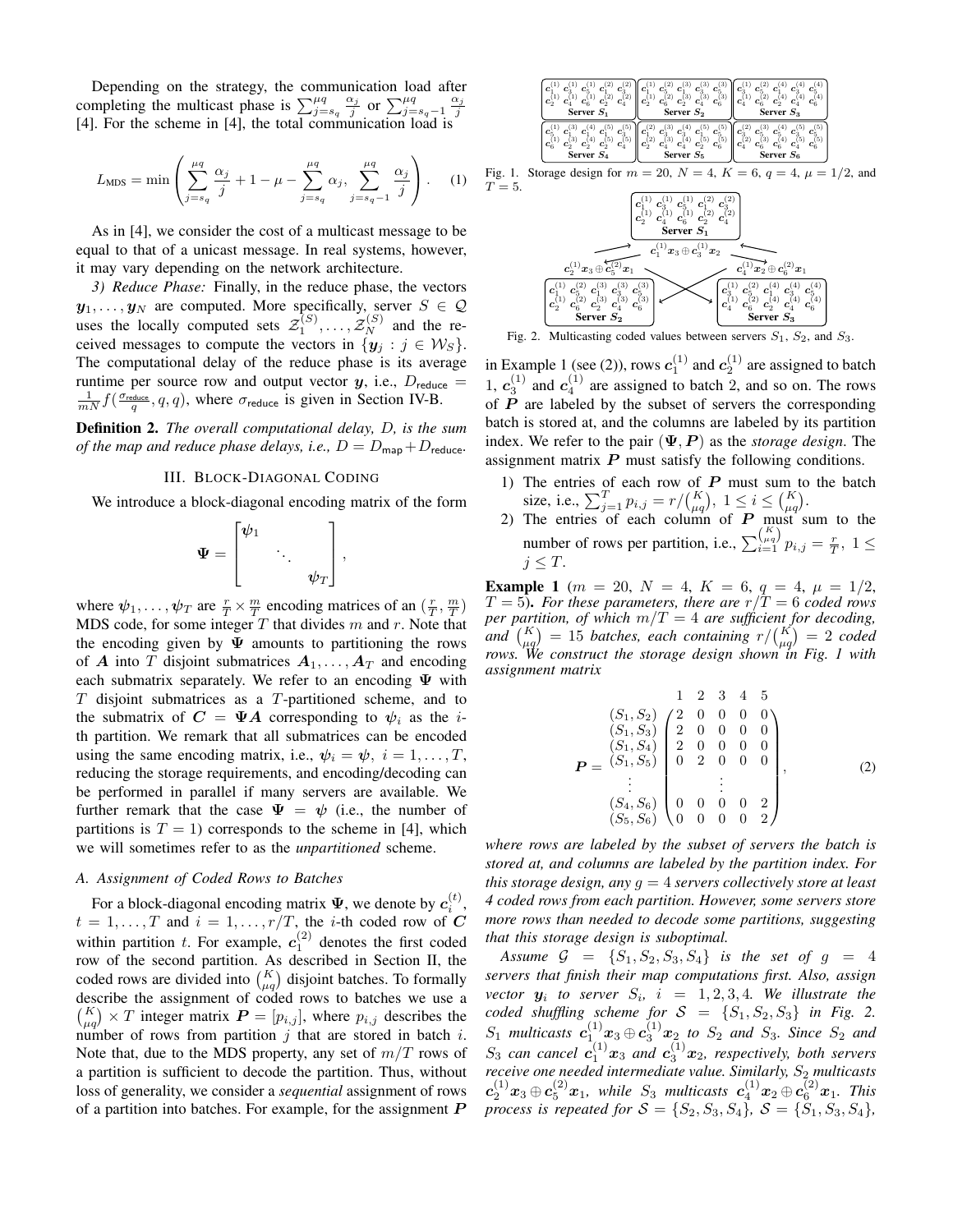Depending on the strategy, the communication load after completing the multicast phase is $\sum_{j=s_q}^{\mu q} \frac{\alpha_j}{j}$ or $\sum_{j=s_q-1}^{\mu q} \frac{\alpha_j}{j}$ [4]. For the scheme in [4], the total communication load is

$$L_{\text{MDS}} = \min\left(\sum_{j=s_q}^{\mu q} \frac{\alpha_j}{j} + 1 - \mu - \sum_{j=s_q}^{\mu q} \alpha_j,\ \sum_{j=s_q-1}^{\mu q} \frac{\alpha_j}{j}\right). \quad (1)$$

As in [4], we consider the cost of a multicast message to be equal to that of a unicast message. In real systems, however, it may vary depending on the network architecture.

*3) Reduce Phase:* Finally, in the reduce phase, the vectors $\boldsymbol{y}_1, \ldots, \boldsymbol{y}_N$ are computed. More specifically, server $S \in \mathcal{Q}$ uses the locally computed sets $\mathcal{Z}_1^{(S)}, \ldots, \mathcal{Z}_N^{(S)}$ and the received messages to compute the vectors in $\{\boldsymbol{y}_j : j \in \mathcal{W}_S\}$. The computational delay of the reduce phase is its average runtime per source row and output vector $\boldsymbol{y}$, i.e., $D_{\mathsf{reduce}} = \frac{1}{mN} f(\frac{\sigma_{\mathsf{reduce}}}{q}, q, q)$, where $\sigma_{\mathsf{reduce}}$ is given in Section IV-B.

**Definition 2.** *The overall computational delay, $D$, is the sum of the map and reduce phase delays, i.e., $D = D_{\mathsf{map}} + D_{\mathsf{reduce}}$.*

## III. Block-Diagonal Coding

We introduce a block-diagonal encoding matrix of the form

$$\boldsymbol{\Psi} = \begin{bmatrix} \boldsymbol{\psi}_1 & & \\ & \ddots & \\ & & \boldsymbol{\psi}_T \end{bmatrix},$$

where $\boldsymbol{\psi}_1, \ldots, \boldsymbol{\psi}_T$ are $\frac{r}{T} \times \frac{m}{T}$ encoding matrices of an $(\frac{r}{T}, \frac{m}{T})$ MDS code, for some integer $T$ that divides $m$ and $r$. Note that the encoding given by $\boldsymbol{\Psi}$ amounts to partitioning the rows of $\boldsymbol{A}$ into $T$ disjoint submatrices $\boldsymbol{A}_1, \ldots, \boldsymbol{A}_T$ and encoding each submatrix separately. We refer to an encoding $\boldsymbol{\Psi}$ with $T$ disjoint submatrices as a $T$-partitioned scheme, and to the submatrix of $\boldsymbol{C} = \boldsymbol{\Psi}\boldsymbol{A}$ corresponding to $\boldsymbol{\psi}_i$ as the $i$-th partition. We remark that all submatrices can be encoded using the same encoding matrix, i.e., $\boldsymbol{\psi}_i = \boldsymbol{\psi}$, $i = 1, \ldots, T$, reducing the storage requirements, and encoding/decoding can be performed in parallel if many servers are available. We further remark that the case $\boldsymbol{\Psi} = \boldsymbol{\psi}$ (i.e., the number of partitions is $T = 1$) corresponds to the scheme in [4], which we will sometimes refer to as the *unpartitioned* scheme.

### A. Assignment of Coded Rows to Batches

For a block-diagonal encoding matrix $\boldsymbol{\Psi}$, we denote by $\boldsymbol{c}_i^{(t)}$, $t = 1, \ldots, T$ and $i = 1, \ldots, r/T$, the $i$-th coded row of $\boldsymbol{C}$ within partition $t$. For example, $\boldsymbol{c}_1^{(2)}$ denotes the first coded row of the second partition. As described in Section II, the coded rows are divided into $\binom{K}{\mu q}$ disjoint batches. To formally describe the assignment of coded rows to batches we use a $\binom{K}{\mu q} \times T$ integer matrix $\boldsymbol{P} = [p_{i,j}]$, where $p_{i,j}$ describes the number of rows from partition $j$ that are stored in batch $i$. Note that, due to the MDS property, any set of $m/T$ rows of a partition is sufficient to decode the partition. Thus, without loss of generality, we consider a *sequential* assignment of rows of a partition into batches. For example, for the assignment $\boldsymbol{P}$ in Example 1 (see (2)), rows $\boldsymbol{c}_1^{(1)}$ and $\boldsymbol{c}_2^{(1)}$ are assigned to batch 1, $\boldsymbol{c}_3^{(1)}$ and $\boldsymbol{c}_4^{(1)}$ are assigned to batch 2, and so on. The rows of $\boldsymbol{P}$ are labeled by the subset of servers the corresponding batch is stored at, and the columns are labeled by its partition index. We refer to the pair $(\boldsymbol{\Psi}, \boldsymbol{P})$ as the *storage design*. The assignment matrix $\boldsymbol{P}$ must satisfy the following conditions.

1) The entries of each row of $\boldsymbol{P}$ must sum to the batch size, i.e., $\sum_{j=1}^{T} p_{i,j} = r/\binom{K}{\mu q}$, $1 \leq i \leq \binom{K}{\mu q}$.
2) The entries of each column of $\boldsymbol{P}$ must sum to the number of rows per partition, i.e., $\sum_{i=1}^{\binom{K}{\mu q}} p_{i,j} = \frac{r}{T}$, $1 \leq j \leq T$.

**Example 1** ($m = 20$, $N = 4$, $K = 6$, $q = 4$, $\mu = 1/2$, $T = 5$)**.** *For these parameters, there are $r/T = 6$ coded rows per partition, of which $m/T = 4$ are sufficient for decoding, and $\binom{K}{\mu q} = 15$ batches, each containing $r/\binom{K}{\mu q} = 2$ coded rows. We construct the storage design shown in Fig. 1 with assignment matrix*

$$\boldsymbol{P} = \begin{array}{c} \\ (S_1,S_2) \\ (S_1,S_3) \\ (S_1,S_4) \\ (S_1,S_5) \\ \vdots \\ (S_4,S_6) \\ (S_5,S_6) \end{array} \begin{array}{c} \begin{array}{ccccc} 1 & 2 & 3 & 4 & 5 \end{array} \\ \begin{pmatrix} 2 & 0 & 0 & 0 & 0 \\ 2 & 0 & 0 & 0 & 0 \\ 2 & 0 & 0 & 0 & 0 \\ 0 & 2 & 0 & 0 & 0 \\ & & \vdots & & \\ 0 & 0 & 0 & 0 & 2 \\ 0 & 0 & 0 & 0 & 2 \end{pmatrix} \end{array}, \quad (2)$$

*where rows are labeled by the subset of servers the batch is stored at, and columns are labeled by the partition index. For this storage design, any $g = 4$ servers collectively store at least 4 coded rows from each partition. However, some servers store more rows than needed to decode some partitions, suggesting that this storage design is suboptimal.*

*Assume $\mathcal{G} = \{S_1, S_2, S_3, S_4\}$ is the set of $g = 4$ servers that finish their map computations first. Also, assign vector $\boldsymbol{y}_i$ to server $S_i$, $i = 1, 2, 3, 4$. We illustrate the coded shuffling scheme for $\mathcal{S} = \{S_1, S_2, S_3\}$ in Fig. 2. $S_1$ multicasts $\boldsymbol{c}_1^{(1)}\boldsymbol{x}_3 \oplus \boldsymbol{c}_3^{(1)}\boldsymbol{x}_2$ to $S_2$ and $S_3$. Since $S_2$ and $S_3$ can cancel $\boldsymbol{c}_1^{(1)}\boldsymbol{x}_3$ and $\boldsymbol{c}_3^{(1)}\boldsymbol{x}_2$, respectively, both servers receive one needed intermediate value. Similarly, $S_2$ multicasts $\boldsymbol{c}_2^{(1)}\boldsymbol{x}_3 \oplus \boldsymbol{c}_5^{(2)}\boldsymbol{x}_1$, while $S_3$ multicasts $\boldsymbol{c}_4^{(1)}\boldsymbol{x}_2 \oplus \boldsymbol{c}_6^{(2)}\boldsymbol{x}_1$. This process is repeated for $\mathcal{S} = \{S_2, S_3, S_4\}$, $\mathcal{S} = \{S_1, S_3, S_4\}$,*

| Server $S_1$ | Server $S_2$ | Server $S_3$ |
|---|---|---|
| $\boldsymbol{c}_1^{(1)}\ \boldsymbol{c}_3^{(1)}\ \boldsymbol{c}_5^{(1)}\ \boldsymbol{c}_1^{(2)}\ \boldsymbol{c}_3^{(2)}$ | $\boldsymbol{c}_1^{(1)}\ \boldsymbol{c}_5^{(2)}\ \boldsymbol{c}_1^{(3)}\ \boldsymbol{c}_3^{(3)}\ \boldsymbol{c}_5^{(3)}$ | $\boldsymbol{c}_3^{(1)}\ \boldsymbol{c}_5^{(2)}\ \boldsymbol{c}_1^{(4)}\ \boldsymbol{c}_3^{(4)}\ \boldsymbol{c}_5^{(4)}$ |
| $\boldsymbol{c}_2^{(1)}\ \boldsymbol{c}_4^{(1)}\ \boldsymbol{c}_6^{(1)}\ \boldsymbol{c}_2^{(2)}\ \boldsymbol{c}_4^{(2)}$ | $\boldsymbol{c}_2^{(1)}\ \boldsymbol{c}_6^{(2)}\ \boldsymbol{c}_2^{(3)}\ \boldsymbol{c}_4^{(3)}\ \boldsymbol{c}_6^{(3)}$ | $\boldsymbol{c}_4^{(1)}\ \boldsymbol{c}_6^{(2)}\ \boldsymbol{c}_2^{(4)}\ \boldsymbol{c}_4^{(4)}\ \boldsymbol{c}_6^{(4)}$ |

| Server $S_4$ | Server $S_5$ | Server $S_6$ |
|---|---|---|
| $\boldsymbol{c}_5^{(1)}\ \boldsymbol{c}_3^{(3)}\ \boldsymbol{c}_1^{(4)}\ \boldsymbol{c}_5^{(5)}\ \boldsymbol{c}_3^{(5)}$ | $\boldsymbol{c}_1^{(2)}\ \boldsymbol{c}_3^{(3)}\ \boldsymbol{c}_3^{(4)}\ \boldsymbol{c}_1^{(5)}\ \boldsymbol{c}_5^{(5)}$ | $\boldsymbol{c}_3^{(2)}\ \boldsymbol{c}_5^{(3)}\ \boldsymbol{c}_5^{(4)}\ \boldsymbol{c}_3^{(5)}\ \boldsymbol{c}_5^{(5)}$ |
| $\boldsymbol{c}_6^{(1)}\ \boldsymbol{c}_2^{(3)}\ \boldsymbol{c}_2^{(4)}\ \boldsymbol{c}_2^{(5)}\ \boldsymbol{c}_4^{(5)}$ | $\boldsymbol{c}_2^{(2)}\ \boldsymbol{c}_4^{(3)}\ \boldsymbol{c}_4^{(4)}\ \boldsymbol{c}_2^{(5)}\ \boldsymbol{c}_6^{(5)}$ | $\boldsymbol{c}_4^{(2)}\ \boldsymbol{c}_6^{(3)}\ \boldsymbol{c}_6^{(4)}\ \boldsymbol{c}_4^{(5)}\ \boldsymbol{c}_6^{(5)}$ |

Fig. 1. Storage design for $m = 20$, $N = 4$, $K = 6$, $q = 4$, $\mu = 1/2$, and $T = 5$.

Fig. 2. Multicasting coded values between servers $S_1$, $S_2$, and $S_3$.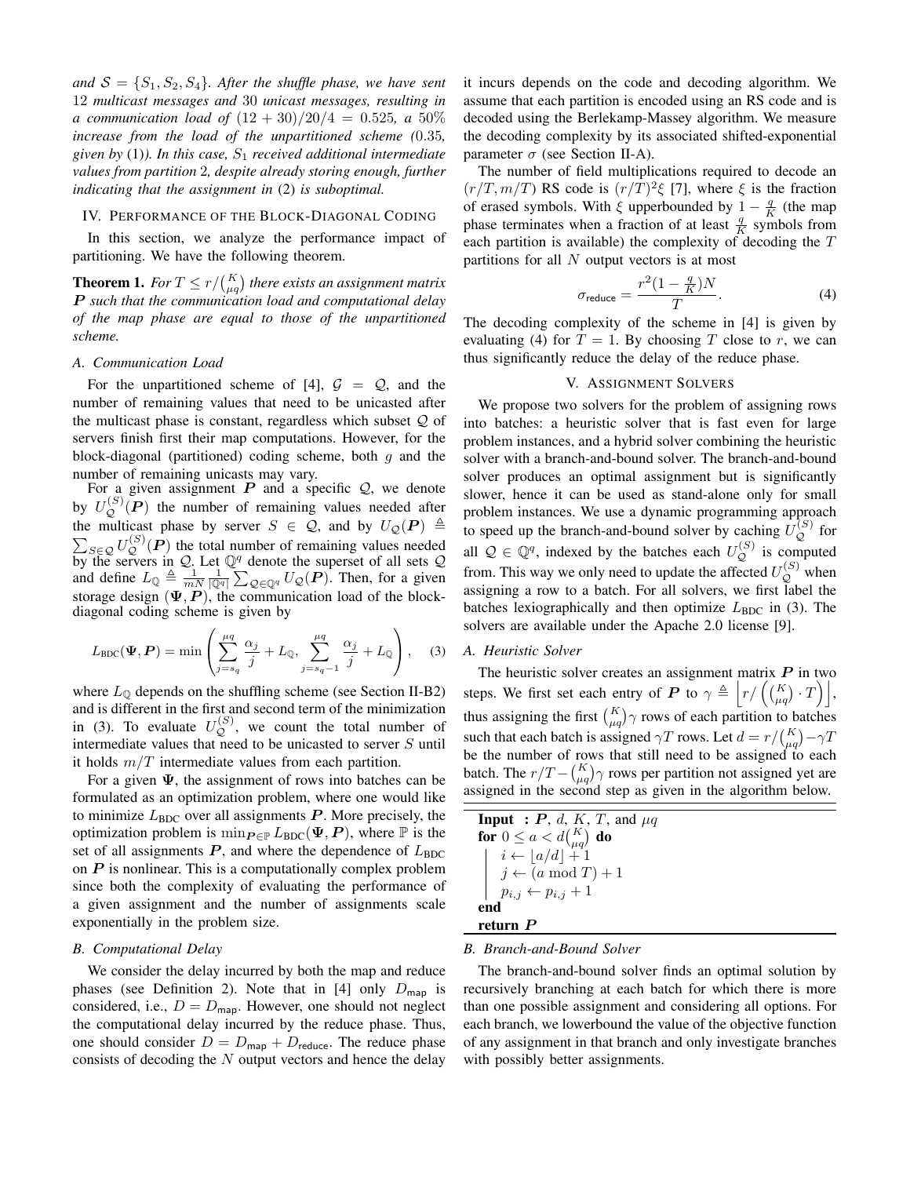*and $\mathcal{S} = \{S_1, S_2, S_4\}$. After the shuffle phase, we have sent 12 multicast messages and 30 unicast messages, resulting in a communication load of $(12 + 30)/20/4 = 0.525$, a 50% increase from the load of the unpartitioned scheme (0.35, given by (1)). In this case, $S_1$ received additional intermediate values from partition 2, despite already storing enough, further indicating that the assignment in (2) is suboptimal.*

## IV. Performance of the Block-Diagonal Coding

In this section, we analyze the performance impact of partitioning. We have the following theorem.

**Theorem 1.** *For $T \leq r/\binom{K}{\mu q}$ there exists an assignment matrix $\boldsymbol{P}$ such that the communication load and computational delay of the map phase are equal to those of the unpartitioned scheme.*

### A. Communication Load

For the unpartitioned scheme of [4], $\mathcal{G} = \mathcal{Q}$, and the number of remaining values that need to be unicasted after the multicast phase is constant, regardless which subset $\mathcal{Q}$ of servers finish first their map computations. However, for the block-diagonal (partitioned) coding scheme, both $g$ and the number of remaining unicasts may vary.

For a given assignment $\boldsymbol{P}$ and a specific $\mathcal{Q}$, we denote by $U_{\mathcal{Q}}^{(S)}(\boldsymbol{P})$ the number of remaining values needed after the multicast phase by server $S \in \mathcal{Q}$, and by $U_{\mathcal{Q}}(\boldsymbol{P}) \triangleq \sum_{S\in\mathcal{Q}} U_{\mathcal{Q}}^{(S)}(\boldsymbol{P})$ the total number of remaining values needed by the servers in $\mathcal{Q}$. Let $\mathbb{Q}^q$ denote the superset of all sets $\mathcal{Q}$ and define $L_{\mathbb{Q}} \triangleq \frac{1}{mN}\frac{1}{|\mathbb{Q}^q|}\sum_{\mathcal{Q}\in\mathbb{Q}^q} U_{\mathcal{Q}}(\boldsymbol{P})$. Then, for a given storage design $(\boldsymbol{\Psi}, \boldsymbol{P})$, the communication load of the block-diagonal coding scheme is given by

$$L_{\text{BDC}}(\boldsymbol{\Psi}, \boldsymbol{P}) = \min\left(\sum_{j=s_q}^{\mu q} \frac{\alpha_j}{j} + L_{\mathbb{Q}}, \sum_{j=s_q-1}^{\mu q} \frac{\alpha_j}{j} + L_{\mathbb{Q}}\right), \quad (3)$$

where $L_{\mathbb{Q}}$ depends on the shuffling scheme (see Section II-B2) and is different in the first and second term of the minimization in (3). To evaluate $U_{\mathcal{Q}}^{(S)}$, we count the total number of intermediate values that need to be unicasted to server $S$ until it holds $m/T$ intermediate values from each partition.

For a given $\boldsymbol{\Psi}$, the assignment of rows into batches can be formulated as an optimization problem, where one would like to minimize $L_{\text{BDC}}$ over all assignments $\boldsymbol{P}$. More precisely, the optimization problem is $\min_{\boldsymbol{P}\in\mathbb{P}} L_{\text{BDC}}(\boldsymbol{\Psi}, \boldsymbol{P})$, where $\mathbb{P}$ is the set of all assignments $\boldsymbol{P}$, and where the dependence of $L_{\text{BDC}}$ on $\boldsymbol{P}$ is nonlinear. This is a computationally complex problem since both the complexity of evaluating the performance of a given assignment and the number of assignments scale exponentially in the problem size.

### B. Computational Delay

We consider the delay incurred by both the map and reduce phases (see Definition 2). Note that in [4] only $D_{\mathsf{map}}$ is considered, i.e., $D = D_{\mathsf{map}}$. However, one should not neglect the computational delay incurred by the reduce phase. Thus, one should consider $D = D_{\mathsf{map}} + D_{\mathsf{reduce}}$. The reduce phase consists of decoding the $N$ output vectors and hence the delay it incurs depends on the code and decoding algorithm. We assume that each partition is encoded using an RS code and is decoded using the Berlekamp-Massey algorithm. We measure the decoding complexity by its associated shifted-exponential parameter $\sigma$ (see Section II-A).

The number of field multiplications required to decode an $(r/T, m/T)$ RS code is $(r/T)^2\xi$ [7], where $\xi$ is the fraction of erased symbols. With $\xi$ upperbounded by $1 - \frac{q}{K}$ (the map phase terminates when a fraction of at least $\frac{q}{K}$ symbols from each partition is available) the complexity of decoding the $T$ partitions for all $N$ output vectors is at most

$$\sigma_{\mathsf{reduce}} = \frac{r^2(1 - \frac{q}{K})N}{T}. \quad (4)$$

The decoding complexity of the scheme in [4] is given by evaluating (4) for $T = 1$. By choosing $T$ close to $r$, we can thus significantly reduce the delay of the reduce phase.

## V. Assignment Solvers

We propose two solvers for the problem of assigning rows into batches: a heuristic solver that is fast even for large problem instances, and a hybrid solver combining the heuristic solver with a branch-and-bound solver. The branch-and-bound solver produces an optimal assignment but is significantly slower, hence it can be used as stand-alone only for small problem instances. We use a dynamic programming approach to speed up the branch-and-bound solver by caching $U_{\mathcal{Q}}^{(S)}$ for all $\mathcal{Q} \in \mathbb{Q}^q$, indexed by the batches each $U_{\mathcal{Q}}^{(S)}$ is computed from. This way we only need to update the affected $U_{\mathcal{Q}}^{(S)}$ when assigning a row to a batch. For all solvers, we first label the batches lexiographically and then optimize $L_{\text{BDC}}$ in (3). The solvers are available under the Apache 2.0 license [9].

### A. Heuristic Solver

The heuristic solver creates an assignment matrix $\boldsymbol{P}$ in two steps. We first set each entry of $\boldsymbol{P}$ to $\gamma \triangleq \left\lfloor r/\left(\binom{K}{\mu q}\cdot T\right)\right\rfloor$, thus assigning the first $\binom{K}{\mu q}\gamma$ rows of each partition to batches such that each batch is assigned $\gamma T$ rows. Let $d = r/\binom{K}{\mu q} - \gamma T$ be the number of rows that still need to be assigned to each batch. The $r/T - \binom{K}{\mu q}\gamma$ rows per partition not assigned yet are assigned in the second step as given in the algorithm below.

```
Input : P, d, K, T, and μq
for 0 ≤ a < d·C(K, μq) do
    i ← ⌊a/d⌋ + 1
    j ← (a mod T) + 1
    p_{i,j} ← p_{i,j} + 1
end
return P
```

### B. Branch-and-Bound Solver

The branch-and-bound solver finds an optimal solution by recursively branching at each batch for which there is more than one possible assignment and considering all options. For each branch, we lowerbound the value of the objective function of any assignment in that branch and only investigate branches with possibly better assignments.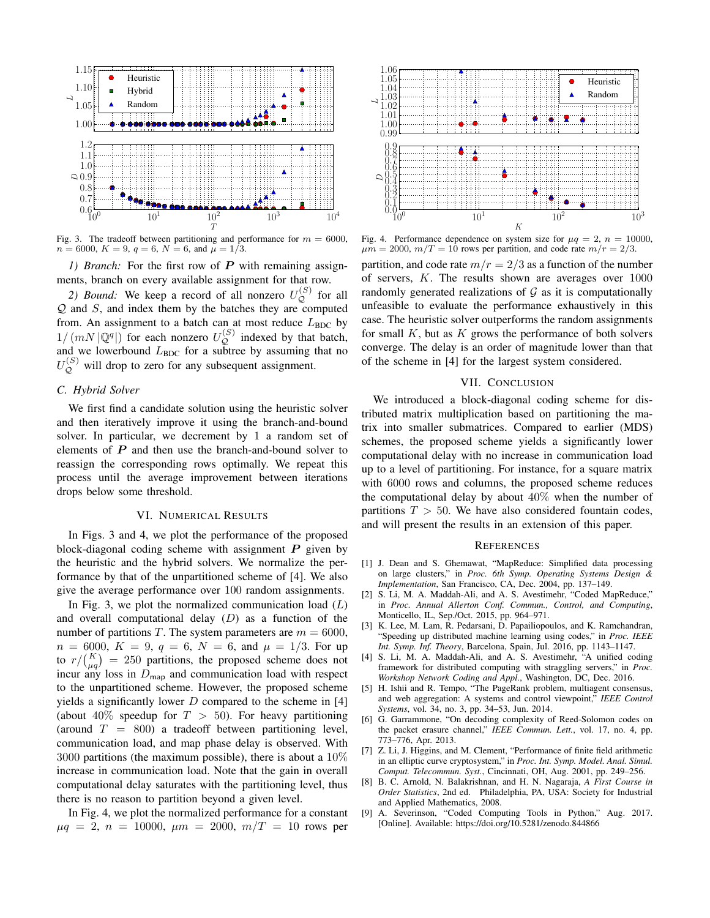1.15
1.10
1.05
1.00
$L$
Heuristic
Hybrid
Random
1.2
1.1
1.0
0.9
0.8
0.7
0.6
$D$
$10^0$ $10^1$ $10^2$ $10^3$ $10^4$
$T$

Fig. 3. The tradeoff between partitioning and performance for $m = 6000$, $n = 6000$, $K = 9$, $q = 6$, $N = 6$, and $\mu = 1/3$.

*1) Branch:* For the first row of $\boldsymbol{P}$ with remaining assignments, branch on every available assignment for that row.

*2) Bound:* We keep a record of all nonzero $U_{\mathcal{Q}}^{(S)}$ for all $\mathcal{Q}$ and $S$, and index them by the batches they are computed from. An assignment to a batch can at most reduce $L_{\text{BDC}}$ by $1/\left(mN\left|\mathbb{Q}^q\right|\right)$ for each nonzero $U_{\mathcal{Q}}^{(S)}$ indexed by that batch, and we lowerbound $L_{\text{BDC}}$ for a subtree by assuming that no $U_{\mathcal{Q}}^{(S)}$ will drop to zero for any subsequent assignment.

### C. Hybrid Solver

We first find a candidate solution using the heuristic solver and then iteratively improve it using the branch-and-bound solver. In particular, we decrement by 1 a random set of elements of $\boldsymbol{P}$ and then use the branch-and-bound solver to reassign the corresponding rows optimally. We repeat this process until the average improvement between iterations drops below some threshold.

## VI. Numerical Results

In Figs. 3 and 4, we plot the performance of the proposed block-diagonal coding scheme with assignment $\boldsymbol{P}$ given by the heuristic and the hybrid solvers. We normalize the performance by that of the unpartitioned scheme of [4]. We also give the average performance over 100 random assignments.

In Fig. 3, we plot the normalized communication load ($L$) and overall computational delay ($D$) as a function of the number of partitions $T$. The system parameters are $m = 6000$, $n = 6000$, $K = 9$, $q = 6$, $N = 6$, and $\mu = 1/3$. For up to $r/\binom{K}{\mu q} = 250$ partitions, the proposed scheme does not incur any loss in $D_{\mathsf{map}}$ and communication load with respect to the unpartitioned scheme. However, the proposed scheme yields a significantly lower $D$ compared to the scheme in [4] (about $40\%$ speedup for $T > 50$). For heavy partitioning (around $T = 800$) a tradeoff between partitioning level, communication load, and map phase delay is observed. With 3000 partitions (the maximum possible), there is about a $10\%$ increase in communication load. Note that the gain in overall computational delay saturates with the partitioning level, thus there is no reason to partition beyond a given level.

In Fig. 4, we plot the normalized performance for a constant $\mu q = 2$, $n = 10000$, $\mu m = 2000$, $m/T = 10$ rows per partition, and code rate $m/r = 2/3$ as a function of the number of servers, $K$. The results shown are averages over 1000 randomly generated realizations of $\mathcal{G}$ as it is computationally unfeasible to evaluate the performance exhaustively in this case. The heuristic solver outperforms the random assignments for small $K$, but as $K$ grows the performance of both solvers converge. The delay is an order of magnitude lower than that of the scheme in [4] for the largest system considered.

1.06
1.05
1.04
1.03
1.02
1.01
1.00
0.99
$L$
Heuristic
Random
0.9
0.8
0.7
0.6
0.5
0.4
0.3
0.2
0.1
0.0
$D$
$10^0$ $10^1$ $10^2$ $10^3$
$K$

Fig. 4. Performance dependence on system size for $\mu q = 2$, $n = 10000$, $\mu m = 2000$, $m/T = 10$ rows per partition, and code rate $m/r = 2/3$.

## VII. Conclusion

We introduced a block-diagonal coding scheme for distributed matrix multiplication based on partitioning the matrix into smaller submatrices. Compared to earlier (MDS) schemes, the proposed scheme yields a significantly lower computational delay with no increase in communication load up to a level of partitioning. For instance, for a square matrix with 6000 rows and columns, the proposed scheme reduces the computational delay by about $40\%$ when the number of partitions $T > 50$. We have also considered fountain codes, and will present the results in an extension of this paper.

## References

[1] J. Dean and S. Ghemawat, "MapReduce: Simplified data processing on large clusters," in *Proc. 6th Symp. Operating Systems Design & Implementation*, San Francisco, CA, Dec. 2004, pp. 137–149.

[2] S. Li, M. A. Maddah-Ali, and A. S. Avestimehr, "Coded MapReduce," in *Proc. Annual Allerton Conf. Commun., Control, and Computing*, Monticello, IL, Sep./Oct. 2015, pp. 964–971.

[3] K. Lee, M. Lam, R. Pedarsani, D. Papailiopoulos, and K. Ramchandran, "Speeding up distributed machine learning using codes," in *Proc. IEEE Int. Symp. Inf. Theory*, Barcelona, Spain, Jul. 2016, pp. 1143–1147.

[4] S. Li, M. A. Maddah-Ali, and A. S. Avestimehr, "A unified coding framework for distributed computing with straggling servers," in *Proc. Workshop Network Coding and Appl.*, Washington, DC, Dec. 2016.

[5] H. Ishii and R. Tempo, "The PageRank problem, multiagent consensus, and web aggregation: A systems and control viewpoint," *IEEE Control Systems*, vol. 34, no. 3, pp. 34–53, Jun. 2014.

[6] G. Garrammone, "On decoding complexity of Reed-Solomon codes on the packet erasure channel," *IEEE Commun. Lett.*, vol. 17, no. 4, pp. 773–776, Apr. 2013.

[7] Z. Li, J. Higgins, and M. Clement, "Performance of finite field arithmetic in an elliptic curve cryptosystem," in *Proc. Int. Symp. Model. Anal. Simul. Comput. Telecommun. Syst.*, Cincinnati, OH, Aug. 2001, pp. 249–256.

[8] B. C. Arnold, N. Balakrishnan, and H. N. Nagaraja, *A First Course in Order Statistics*, 2nd ed. Philadelphia, PA, USA: Society for Industrial and Applied Mathematics, 2008.

[9] A. Severinson, "Coded Computing Tools in Python," Aug. 2017. [Online]. Available: https://doi.org/10.5281/zenodo.844866